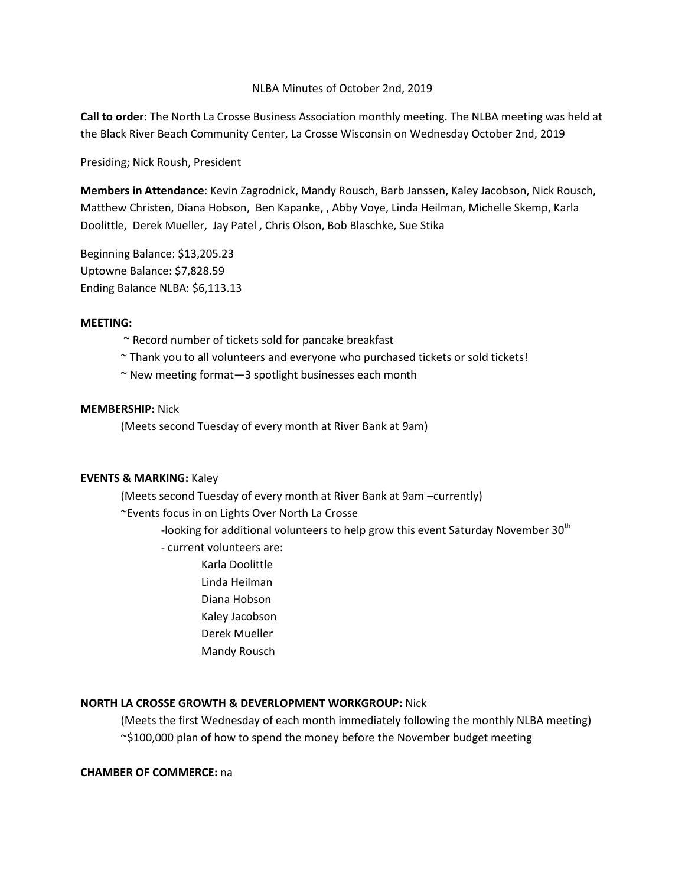NLBA Minutes of October 2nd, 2019

**Call to order**: The North La Crosse Business Association monthly meeting. The NLBA meeting was held at the Black River Beach Community Center, La Crosse Wisconsin on Wednesday October 2nd, 2019

Presiding; Nick Roush, President

**Members in Attendance**: Kevin Zagrodnick, Mandy Rousch, Barb Janssen, Kaley Jacobson, Nick Rousch, Matthew Christen, Diana Hobson, Ben Kapanke, , Abby Voye, Linda Heilman, Michelle Skemp, Karla Doolittle, Derek Mueller, Jay Patel , Chris Olson, Bob Blaschke, Sue Stika

Beginning Balance: $13,205.23
Uptowne Balance: $7,828.59
Ending Balance NLBA: $6,113.13

**MEETING:**

~ Record number of tickets sold for pancake breakfast
~ Thank you to all volunteers and everyone who purchased tickets or sold tickets!
~ New meeting format—3 spotlight businesses each month

**MEMBERSHIP:** Nick

(Meets second Tuesday of every month at River Bank at 9am)

**EVENTS & MARKING:** Kaley

(Meets second Tuesday of every month at River Bank at 9am –currently)

~Events focus in on Lights Over North La Crosse

- -looking for additional volunteers to help grow this event Saturday November 30th
- - current volunteers are:
  - Karla Doolittle
  - Linda Heilman
  - Diana Hobson
  - Kaley Jacobson
  - Derek Mueller
  - Mandy Rousch

**NORTH LA CROSSE GROWTH & DEVERLOPMENT WORKGROUP:** Nick

(Meets the first Wednesday of each month immediately following the monthly NLBA meeting)
~$100,000 plan of how to spend the money before the November budget meeting

**CHAMBER OF COMMERCE:** na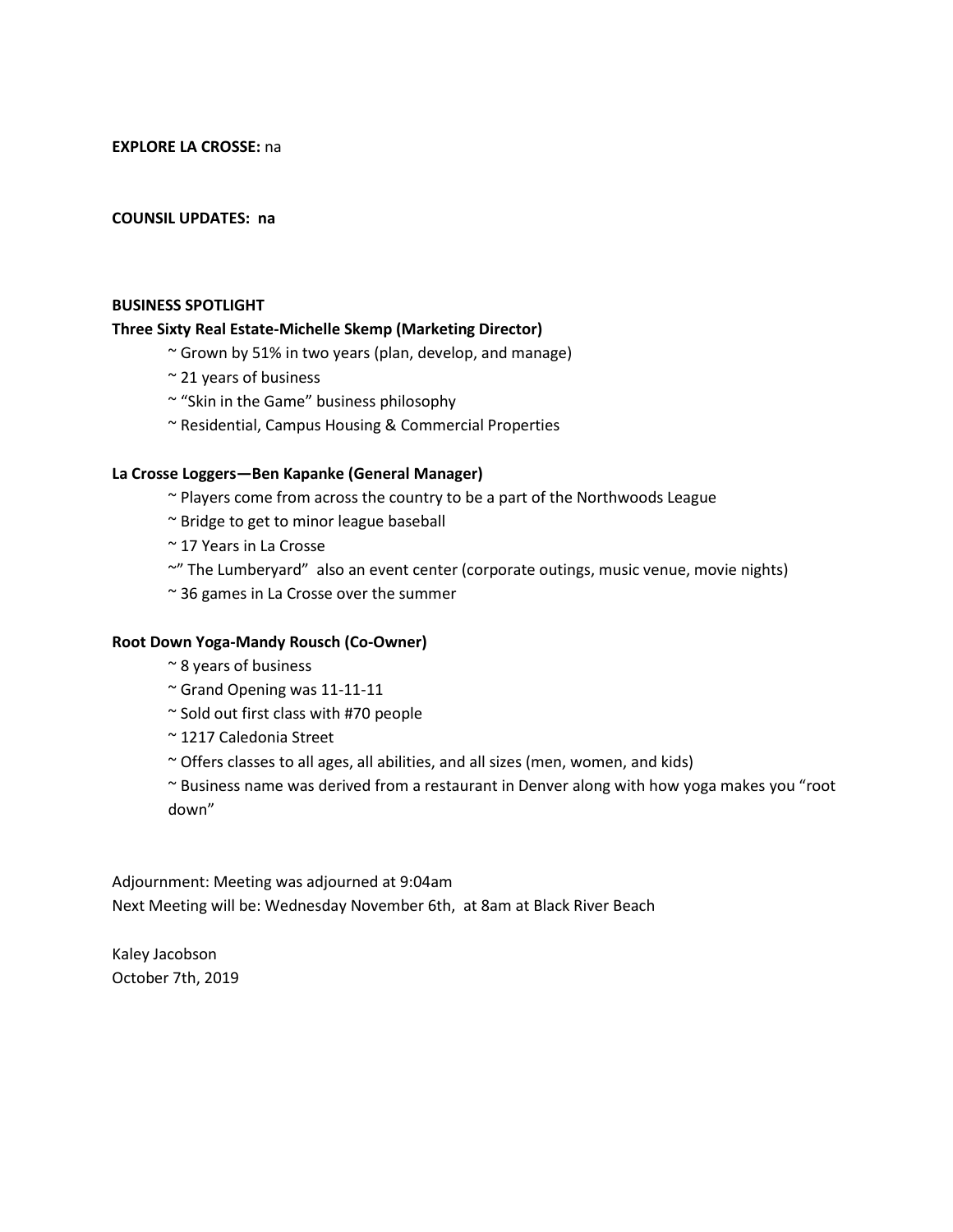**EXPLORE LA CROSSE:** na

**COUNSIL UPDATES: na**

**BUSINESS SPOTLIGHT**

**Three Sixty Real Estate-Michelle Skemp (Marketing Director)**

~ Grown by 51% in two years (plan, develop, and manage)

~ 21 years of business

~ "Skin in the Game" business philosophy

~ Residential, Campus Housing & Commercial Properties

**La Crosse Loggers—Ben Kapanke (General Manager)**

~ Players come from across the country to be a part of the Northwoods League

~ Bridge to get to minor league baseball

~ 17 Years in La Crosse

~" The Lumberyard" also an event center (corporate outings, music venue, movie nights)

~ 36 games in La Crosse over the summer

**Root Down Yoga-Mandy Rousch (Co-Owner)**

~ 8 years of business

~ Grand Opening was 11-11-11

~ Sold out first class with #70 people

~ 1217 Caledonia Street

~ Offers classes to all ages, all abilities, and all sizes (men, women, and kids)

~ Business name was derived from a restaurant in Denver along with how yoga makes you "root down"

Adjournment: Meeting was adjourned at 9:04am
Next Meeting will be: Wednesday November 6th, at 8am at Black River Beach

Kaley Jacobson
October 7th, 2019